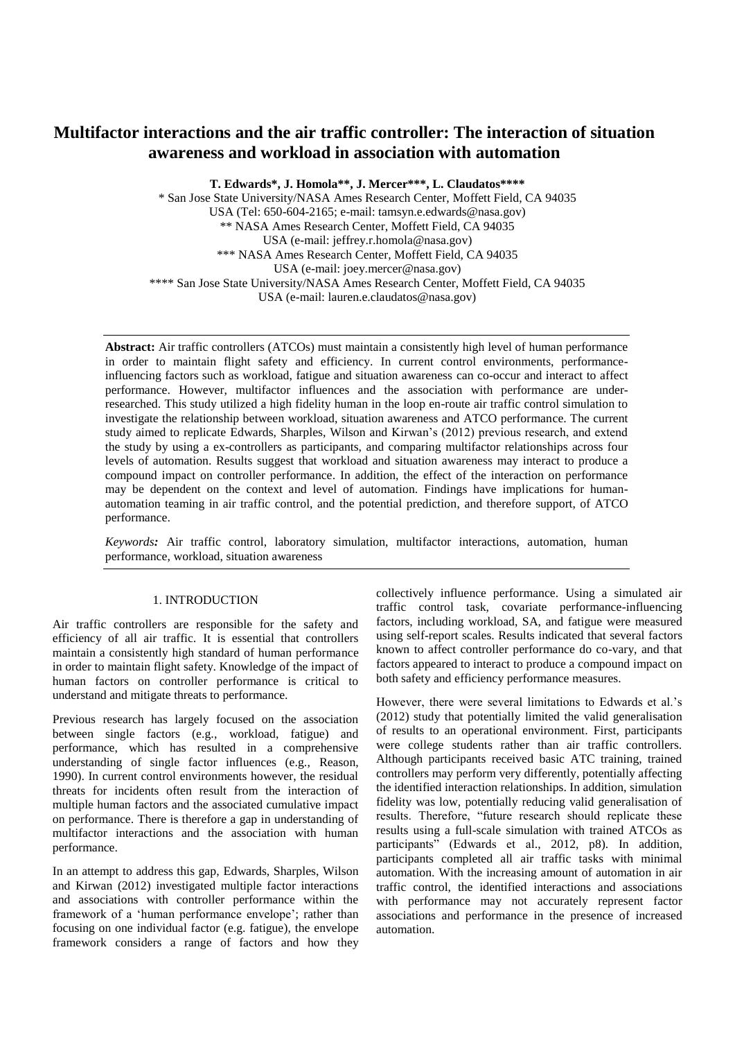# Multifactor interactions and the air traffic controller: The interaction of situation awareness and workload in association with automation

**T. Edwards\*, J. Homola\*\*, J. Mercer\*\*\*, L. Claudatos\*\*\*\***

\* San Jose State University/NASA Ames Research Center, Moffett Field, CA 94035
USA (Tel: 650-604-2165; e-mail: tamsyn.e.edwards@nasa.gov)
\*\* NASA Ames Research Center, Moffett Field, CA 94035
USA (e-mail: jeffrey.r.homola@nasa.gov)
\*\*\* NASA Ames Research Center, Moffett Field, CA 94035
USA (e-mail: joey.mercer@nasa.gov)
\*\*\*\* San Jose State University/NASA Ames Research Center, Moffett Field, CA 94035
USA (e-mail: lauren.e.claudatos@nasa.gov)

---

**Abstract:** Air traffic controllers (ATCOs) must maintain a consistently high level of human performance in order to maintain flight safety and efficiency. In current control environments, performance-influencing factors such as workload, fatigue and situation awareness can co-occur and interact to affect performance. However, multifactor influences and the association with performance are under-researched. This study utilized a high fidelity human in the loop en-route air traffic control simulation to investigate the relationship between workload, situation awareness and ATCO performance. The current study aimed to replicate Edwards, Sharples, Wilson and Kirwan's (2012) previous research, and extend the study by using a ex-controllers as participants, and comparing multifactor relationships across four levels of automation. Results suggest that workload and situation awareness may interact to produce a compound impact on controller performance. In addition, the effect of the interaction on performance may be dependent on the context and level of automation. Findings have implications for human-automation teaming in air traffic control, and the potential prediction, and therefore support, of ATCO performance.

*Keywords:* Air traffic control, laboratory simulation, multifactor interactions, automation, human performance, workload, situation awareness

---

## 1. INTRODUCTION

Air traffic controllers are responsible for the safety and efficiency of all air traffic. It is essential that controllers maintain a consistently high standard of human performance in order to maintain flight safety. Knowledge of the impact of human factors on controller performance is critical to understand and mitigate threats to performance.

Previous research has largely focused on the association between single factors (e.g., workload, fatigue) and performance, which has resulted in a comprehensive understanding of single factor influences (e.g., Reason, 1990). In current control environments however, the residual threats for incidents often result from the interaction of multiple human factors and the associated cumulative impact on performance. There is therefore a gap in understanding of multifactor interactions and the association with human performance.

In an attempt to address this gap, Edwards, Sharples, Wilson and Kirwan (2012) investigated multiple factor interactions and associations with controller performance within the framework of a 'human performance envelope'; rather than focusing on one individual factor (e.g. fatigue), the envelope framework considers a range of factors and how they collectively influence performance. Using a simulated air traffic control task, covariate performance-influencing factors, including workload, SA, and fatigue were measured using self-report scales. Results indicated that several factors known to affect controller performance do co-vary, and that factors appeared to interact to produce a compound impact on both safety and efficiency performance measures.

However, there were several limitations to Edwards et al.'s (2012) study that potentially limited the valid generalisation of results to an operational environment. First, participants were college students rather than air traffic controllers. Although participants received basic ATC training, trained controllers may perform very differently, potentially affecting the identified interaction relationships. In addition, simulation fidelity was low, potentially reducing valid generalisation of results. Therefore, "future research should replicate these results using a full-scale simulation with trained ATCOs as participants" (Edwards et al., 2012, p8). In addition, participants completed all air traffic tasks with minimal automation. With the increasing amount of automation in air traffic control, the identified interactions and associations with performance may not accurately represent factor associations and performance in the presence of increased automation.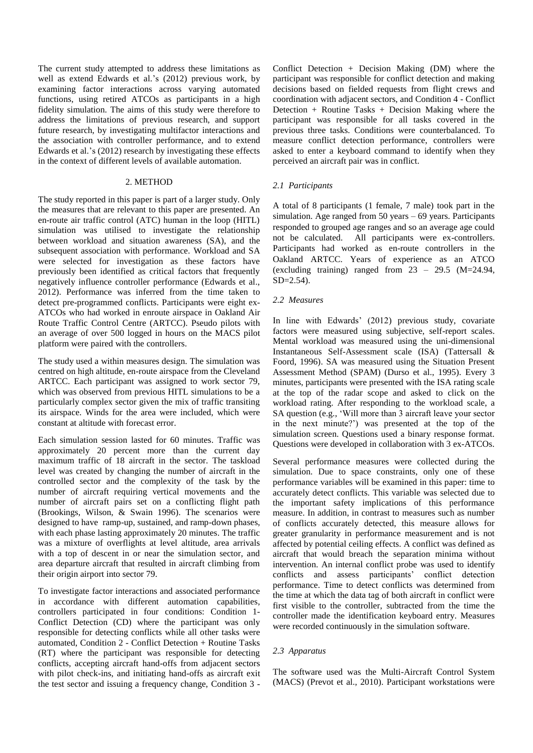The current study attempted to address these limitations as well as extend Edwards et al.'s (2012) previous work, by examining factor interactions across varying automated functions, using retired ATCOs as participants in a high fidelity simulation. The aims of this study were therefore to address the limitations of previous research, and support future research, by investigating multifactor interactions and the association with controller performance, and to extend Edwards et al.'s (2012) research by investigating these effects in the context of different levels of available automation.

## 2. METHOD

The study reported in this paper is part of a larger study. Only the measures that are relevant to this paper are presented. An en-route air traffic control (ATC) human in the loop (HITL) simulation was utilised to investigate the relationship between workload and situation awareness (SA), and the subsequent association with performance. Workload and SA were selected for investigation as these factors have previously been identified as critical factors that frequently negatively influence controller performance (Edwards et al., 2012). Performance was inferred from the time taken to detect pre-programmed conflicts. Participants were eight ex-ATCOs who had worked in enroute airspace in Oakland Air Route Traffic Control Centre (ARTCC). Pseudo pilots with an average of over 500 logged in hours on the MACS pilot platform were paired with the controllers.

The study used a within measures design. The simulation was centred on high altitude, en-route airspace from the Cleveland ARTCC. Each participant was assigned to work sector 79, which was observed from previous HITL simulations to be a particularly complex sector given the mix of traffic transiting its airspace. Winds for the area were included, which were constant at altitude with forecast error.

Each simulation session lasted for 60 minutes. Traffic was approximately 20 percent more than the current day maximum traffic of 18 aircraft in the sector. The taskload level was created by changing the number of aircraft in the controlled sector and the complexity of the task by the number of aircraft requiring vertical movements and the number of aircraft pairs set on a conflicting flight path (Brookings, Wilson, & Swain 1996). The scenarios were designed to have ramp-up, sustained, and ramp-down phases, with each phase lasting approximately 20 minutes. The traffic was a mixture of overflights at level altitude, area arrivals with a top of descent in or near the simulation sector, and area departure aircraft that resulted in aircraft climbing from their origin airport into sector 79.

To investigate factor interactions and associated performance in accordance with different automation capabilities, controllers participated in four conditions: Condition 1- Conflict Detection (CD) where the participant was only responsible for detecting conflicts while all other tasks were automated, Condition 2 - Conflict Detection + Routine Tasks (RT) where the participant was responsible for detecting conflicts, accepting aircraft hand-offs from adjacent sectors with pilot check-ins, and initiating hand-offs as aircraft exit the test sector and issuing a frequency change, Condition 3 - Conflict Detection + Decision Making (DM) where the participant was responsible for conflict detection and making decisions based on fielded requests from flight crews and coordination with adjacent sectors, and Condition 4 - Conflict Detection + Routine Tasks + Decision Making where the participant was responsible for all tasks covered in the previous three tasks. Conditions were counterbalanced. To measure conflict detection performance, controllers were asked to enter a keyboard command to identify when they perceived an aircraft pair was in conflict.

### *2.1 Participants*

A total of 8 participants (1 female, 7 male) took part in the simulation. Age ranged from 50 years – 69 years. Participants responded to grouped age ranges and so an average age could not be calculated. All participants were ex-controllers. Participants had worked as en-route controllers in the Oakland ARTCC. Years of experience as an ATCO (excluding training) ranged from 23 – 29.5 (M=24.94, SD=2.54).

### *2.2 Measures*

In line with Edwards' (2012) previous study, covariate factors were measured using subjective, self-report scales. Mental workload was measured using the uni-dimensional Instantaneous Self-Assessment scale (ISA) (Tattersall & Foord, 1996). SA was measured using the Situation Present Assessment Method (SPAM) (Durso et al., 1995). Every 3 minutes, participants were presented with the ISA rating scale at the top of the radar scope and asked to click on the workload rating. After responding to the workload scale, a SA question (e.g., 'Will more than 3 aircraft leave your sector in the next minute?') was presented at the top of the simulation screen. Questions used a binary response format. Questions were developed in collaboration with 3 ex-ATCOs.

Several performance measures were collected during the simulation. Due to space constraints, only one of these performance variables will be examined in this paper: time to accurately detect conflicts. This variable was selected due to the important safety implications of this performance measure. In addition, in contrast to measures such as number of conflicts accurately detected, this measure allows for greater granularity in performance measurement and is not affected by potential ceiling effects. A conflict was defined as aircraft that would breach the separation minima without intervention. An internal conflict probe was used to identify conflicts and assess participants' conflict detection performance. Time to detect conflicts was determined from the time at which the data tag of both aircraft in conflict were first visible to the controller, subtracted from the time the controller made the identification keyboard entry. Measures were recorded continuously in the simulation software.

### *2.3 Apparatus*

The software used was the Multi-Aircraft Control System (MACS) (Prevot et al., 2010). Participant workstations were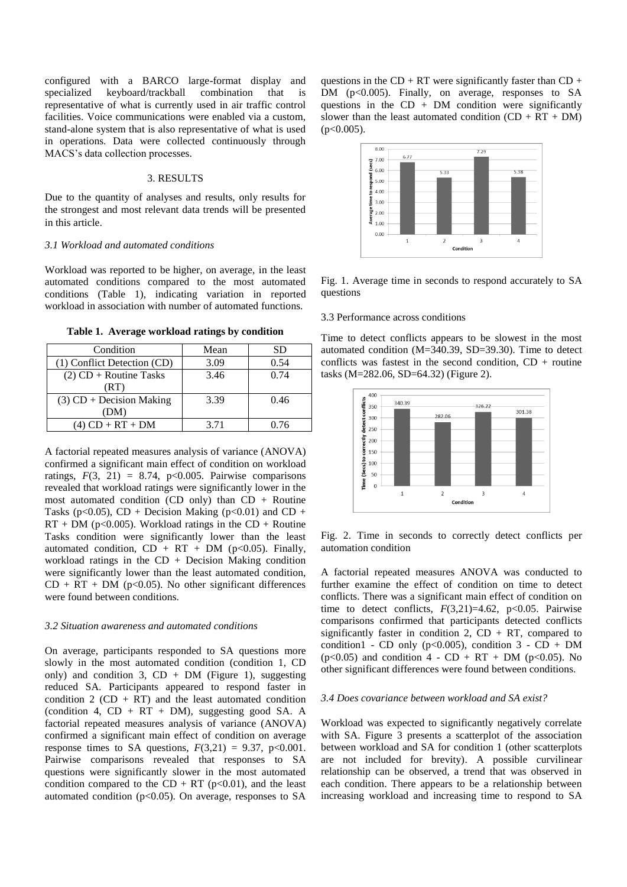configured with a BARCO large-format display and specialized keyboard/trackball combination that is representative of what is currently used in air traffic control facilities. Voice communications were enabled via a custom, stand-alone system that is also representative of what is used in operations. Data were collected continuously through MACS's data collection processes.

## 3. RESULTS

Due to the quantity of analyses and results, only results for the strongest and most relevant data trends will be presented in this article.

### *3.1 Workload and automated conditions*

Workload was reported to be higher, on average, in the least automated conditions compared to the most automated conditions (Table 1), indicating variation in reported workload in association with number of automated functions.

**Table 1. Average workload ratings by condition**

| Condition | Mean | SD |
|---|---|---|
| (1) Conflict Detection (CD) | 3.09 | 0.54 |
| (2) CD + Routine Tasks (RT) | 3.46 | 0.74 |
| (3) CD + Decision Making (DM) | 3.39 | 0.46 |
| (4) CD + RT + DM | 3.71 | 0.76 |

A factorial repeated measures analysis of variance (ANOVA) confirmed a significant main effect of condition on workload ratings, $F(3, 21) = 8.74$, $p<0.005$. Pairwise comparisons revealed that workload ratings were significantly lower in the most automated condition (CD only) than CD + Routine Tasks ($p<0.05$), CD + Decision Making ($p<0.01$) and CD + RT + DM ($p<0.005$). Workload ratings in the CD + Routine Tasks condition were significantly lower than the least automated condition, CD + RT + DM ($p<0.05$). Finally, workload ratings in the CD + Decision Making condition were significantly lower than the least automated condition, CD + RT + DM ($p<0.05$). No other significant differences were found between conditions.

### *3.2 Situation awareness and automated conditions*

On average, participants responded to SA questions more slowly in the most automated condition (condition 1, CD only) and condition 3, CD + DM (Figure 1), suggesting reduced SA. Participants appeared to respond faster in condition 2 (CD + RT) and the least automated condition (condition 4, CD + RT + DM), suggesting good SA. A factorial repeated measures analysis of variance (ANOVA) confirmed a significant main effect of condition on average response times to SA questions, $F(3,21) = 9.37$, $p<0.001$. Pairwise comparisons revealed that responses to SA questions were significantly slower in the most automated condition compared to the CD + RT ($p<0.01$), and the least automated condition ($p<0.05$). On average, responses to SA questions in the CD + RT were significantly faster than CD + DM ($p<0.005$). Finally, on average, responses to SA questions in the CD + DM condition were significantly slower than the least automated condition (CD + RT + DM) ($p<0.005$).

Fig. 1. Average time in seconds to respond accurately to SA questions

### 3.3 Performance across conditions

Time to detect conflicts appears to be slowest in the most automated condition (M=340.39, SD=39.30). Time to detect conflicts was fastest in the second condition, CD + routine tasks (M=282.06, SD=64.32) (Figure 2).

Fig. 2. Time in seconds to correctly detect conflicts per automation condition

A factorial repeated measures ANOVA was conducted to further examine the effect of condition on time to detect conflicts. There was a significant main effect of condition on time to detect conflicts, $F(3,21)=4.62$, $p<0.05$. Pairwise comparisons confirmed that participants detected conflicts significantly faster in condition 2, CD + RT, compared to condition1 - CD only ($p<0.005$), condition 3 - CD + DM ($p<0.05$) and condition 4 - CD + RT + DM ($p<0.05$). No other significant differences were found between conditions.

### *3.4 Does covariance between workload and SA exist?*

Workload was expected to significantly negatively correlate with SA. Figure 3 presents a scatterplot of the association between workload and SA for condition 1 (other scatterplots are not included for brevity). A possible curvilinear relationship can be observed, a trend that was observed in each condition. There appears to be a relationship between increasing workload and increasing time to respond to SA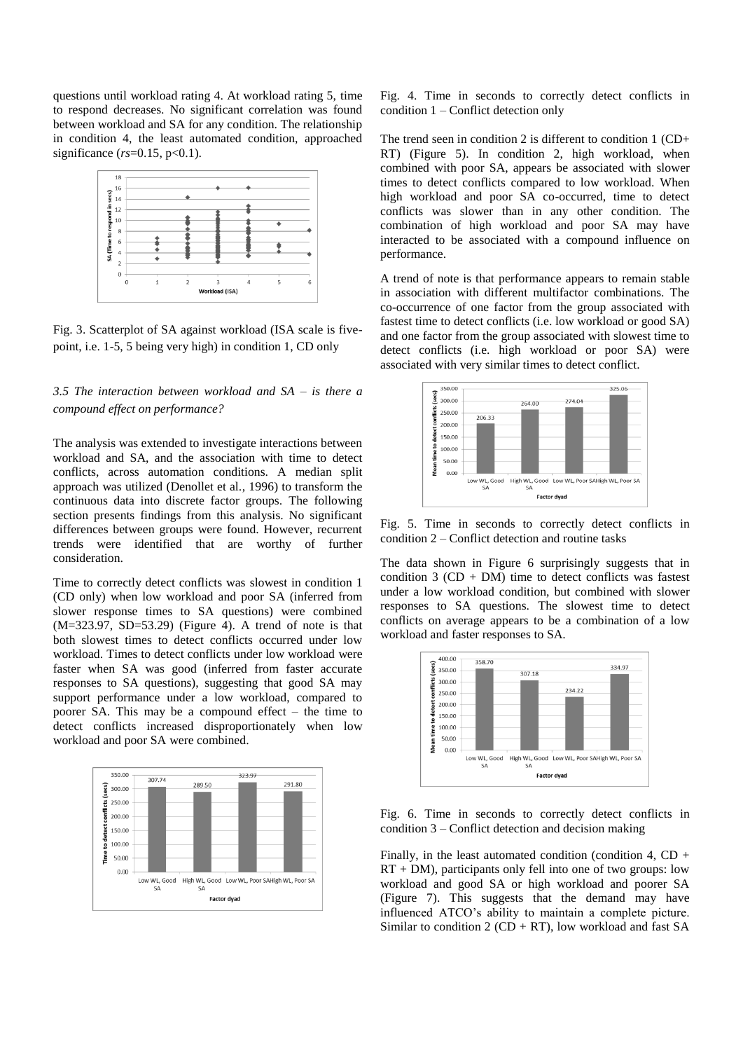questions until workload rating 4. At workload rating 5, time to respond decreases. No significant correlation was found between workload and SA for any condition. The relationship in condition 4, the least automated condition, approached significance (*rs*=0.15, p<0.1).

Fig. 3. Scatterplot of SA against workload (ISA scale is five-point, i.e. 1-5, 5 being very high) in condition 1, CD only

### *3.5 The interaction between workload and SA – is there a compound effect on performance?*

The analysis was extended to investigate interactions between workload and SA, and the association with time to detect conflicts, across automation conditions. A median split approach was utilized (Denollet et al., 1996) to transform the continuous data into discrete factor groups. The following section presents findings from this analysis. No significant differences between groups were found. However, recurrent trends were identified that are worthy of further consideration.

Time to correctly detect conflicts was slowest in condition 1 (CD only) when low workload and poor SA (inferred from slower response times to SA questions) were combined (M=323.97, SD=53.29) (Figure 4). A trend of note is that both slowest times to detect conflicts occurred under low workload. Times to detect conflicts under low workload were faster when SA was good (inferred from faster accurate responses to SA questions), suggesting that good SA may support performance under a low workload, compared to poorer SA. This may be a compound effect – the time to detect conflicts increased disproportionately when low workload and poor SA were combined.

Fig. 4. Time in seconds to correctly detect conflicts in condition 1 – Conflict detection only

The trend seen in condition 2 is different to condition 1 (CD+ RT) (Figure 5). In condition 2, high workload, when combined with poor SA, appears be associated with slower times to detect conflicts compared to low workload. When high workload and poor SA co-occurred, time to detect conflicts was slower than in any other condition. The combination of high workload and poor SA may have interacted to be associated with a compound influence on performance.

A trend of note is that performance appears to remain stable in association with different multifactor combinations. The co-occurrence of one factor from the group associated with fastest time to detect conflicts (i.e. low workload or good SA) and one factor from the group associated with slowest time to detect conflicts (i.e. high workload or poor SA) were associated with very similar times to detect conflict.

Fig. 5. Time in seconds to correctly detect conflicts in condition 2 – Conflict detection and routine tasks

The data shown in Figure 6 surprisingly suggests that in condition 3 (CD + DM) time to detect conflicts was fastest under a low workload condition, but combined with slower responses to SA questions. The slowest time to detect conflicts on average appears to be a combination of a low workload and faster responses to SA.

Fig. 6. Time in seconds to correctly detect conflicts in condition 3 – Conflict detection and decision making

Finally, in the least automated condition (condition 4, CD + RT + DM), participants only fell into one of two groups: low workload and good SA or high workload and poorer SA (Figure 7). This suggests that the demand may have influenced ATCO's ability to maintain a complete picture. Similar to condition 2 (CD + RT), low workload and fast SA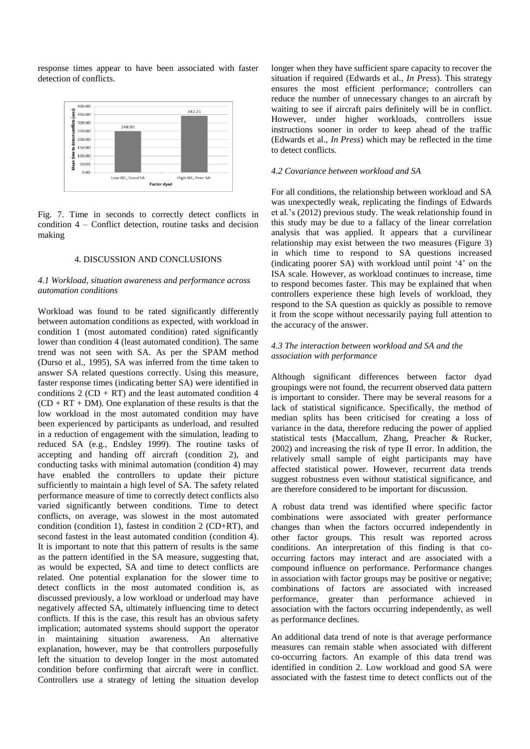response times appear to have been associated with faster detection of conflicts.

Fig. 7. Time in seconds to correctly detect conflicts in condition 4 – Conflict detection, routine tasks and decision making

## 4. DISCUSSION AND CONCLUSIONS

### *4.1 Workload, situation awareness and performance across automation conditions*

Workload was found to be rated significantly differently between automation conditions as expected, with workload in condition 1 (most automated condition) rated significantly lower than condition 4 (least automated condition). The same trend was not seen with SA. As per the SPAM method (Durso et al., 1995), SA was inferred from the time taken to answer SA related questions correctly. Using this measure, faster response times (indicating better SA) were identified in conditions 2 (CD + RT) and the least automated condition 4 (CD + RT + DM). One explanation of these results is that the low workload in the most automated condition may have been experienced by participants as underload, and resulted in a reduction of engagement with the simulation, leading to reduced SA (e.g., Endsley 1999). The routine tasks of accepting and handing off aircraft (condition 2), and conducting tasks with minimal automation (condition 4) may have enabled the controllers to update their picture sufficiently to maintain a high level of SA. The safety related performance measure of time to correctly detect conflicts also varied significantly between conditions. Time to detect conflicts, on average, was slowest in the most automated condition (condition 1), fastest in condition 2 (CD+RT), and second fastest in the least automated condition (condition 4). It is important to note that this pattern of results is the same as the pattern identified in the SA measure, suggesting that, as would be expected, SA and time to detect conflicts are related. One potential explanation for the slower time to detect conflicts in the most automated condition is, as discussed previously, a low workload or underload may have negatively affected SA, ultimately influencing time to detect conflicts. If this is the case, this result has an obvious safety implication; automated systems should support the operator in maintaining situation awareness. An alternative explanation, however, may be that controllers purposefully left the situation to develop longer in the most automated condition before confirming that aircraft were in conflict. Controllers use a strategy of letting the situation develop longer when they have sufficient spare capacity to recover the situation if required (Edwards et al., *In Press*). This strategy ensures the most efficient performance; controllers can reduce the number of unnecessary changes to an aircraft by waiting to see if aircraft pairs definitely will be in conflict. However, under higher workloads, controllers issue instructions sooner in order to keep ahead of the traffic (Edwards et al., *In Press*) which may be reflected in the time to detect conflicts.

### *4.2 Covariance between workload and SA*

For all conditions, the relationship between workload and SA was unexpectedly weak, replicating the findings of Edwards et al.'s (2012) previous study. The weak relationship found in this study may be due to a fallacy of the linear correlation analysis that was applied. It appears that a curvilinear relationship may exist between the two measures (Figure 3) in which time to respond to SA questions increased (indicating poorer SA) with workload until point '4' on the ISA scale. However, as workload continues to increase, time to respond becomes faster. This may be explained that when controllers experience these high levels of workload, they respond to the SA question as quickly as possible to remove it from the scope without necessarily paying full attention to the accuracy of the answer.

### *4.3 The interaction between workload and SA and the association with performance*

Although significant differences between factor dyad groupings were not found, the recurrent observed data pattern is important to consider. There may be several reasons for a lack of statistical significance. Specifically, the method of median splits has been criticised for creating a loss of variance in the data, therefore reducing the power of applied statistical tests (Maccallum, Zhang, Preacher & Rucker, 2002) and increasing the risk of type II error. In addition, the relatively small sample of eight participants may have affected statistical power. However, recurrent data trends suggest robustness even without statistical significance, and are therefore considered to be important for discussion.

A robust data trend was identified where specific factor combinations were associated with greater performance changes than when the factors occurred independently in other factor groups. This result was reported across conditions. An interpretation of this finding is that co-occurring factors may interact and are associated with a compound influence on performance. Performance changes in association with factor groups may be positive or negative; combinations of factors are associated with increased performance, greater than performance achieved in association with the factors occurring independently, as well as performance declines.

An additional data trend of note is that average performance measures can remain stable when associated with different co-occurring factors. An example of this data trend was identified in condition 2. Low workload and good SA were associated with the fastest time to detect conflicts out of the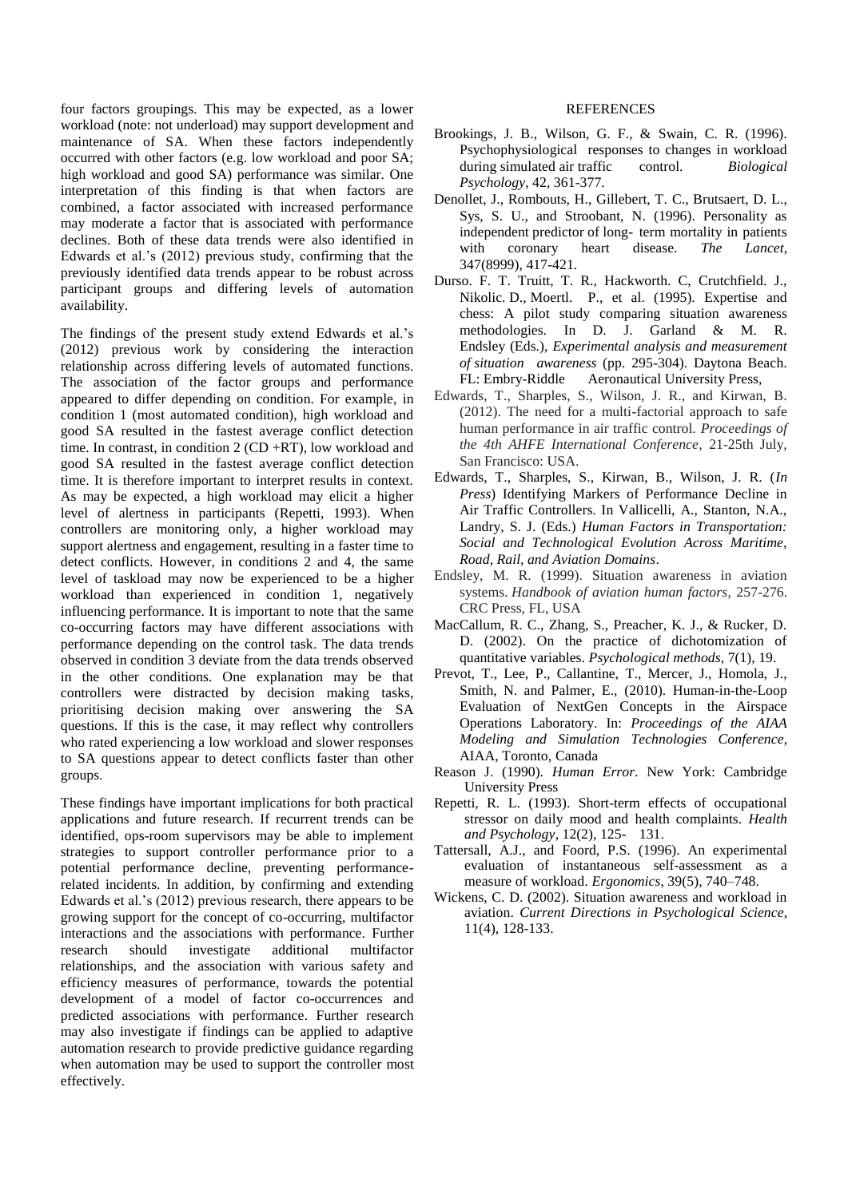four factors groupings. This may be expected, as a lower workload (note: not underload) may support development and maintenance of SA. When these factors independently occurred with other factors (e.g. low workload and poor SA; high workload and good SA) performance was similar. One interpretation of this finding is that when factors are combined, a factor associated with increased performance may moderate a factor that is associated with performance declines. Both of these data trends were also identified in Edwards et al.'s (2012) previous study, confirming that the previously identified data trends appear to be robust across participant groups and differing levels of automation availability.

The findings of the present study extend Edwards et al.'s (2012) previous work by considering the interaction relationship across differing levels of automated functions. The association of the factor groups and performance appeared to differ depending on condition. For example, in condition 1 (most automated condition), high workload and good SA resulted in the fastest average conflict detection time. In contrast, in condition 2 (CD +RT), low workload and good SA resulted in the fastest average conflict detection time. It is therefore important to interpret results in context. As may be expected, a high workload may elicit a higher level of alertness in participants (Repetti, 1993). When controllers are monitoring only, a higher workload may support alertness and engagement, resulting in a faster time to detect conflicts. However, in conditions 2 and 4, the same level of taskload may now be experienced to be a higher workload than experienced in condition 1, negatively influencing performance. It is important to note that the same co-occurring factors may have different associations with performance depending on the control task. The data trends observed in condition 3 deviate from the data trends observed in the other conditions. One explanation may be that controllers were distracted by decision making tasks, prioritising decision making over answering the SA questions. If this is the case, it may reflect why controllers who rated experiencing a low workload and slower responses to SA questions appear to detect conflicts faster than other groups.

These findings have important implications for both practical applications and future research. If recurrent trends can be identified, ops-room supervisors may be able to implement strategies to support controller performance prior to a potential performance decline, preventing performance-related incidents. In addition, by confirming and extending Edwards et al.'s (2012) previous research, there appears to be growing support for the concept of co-occurring, multifactor interactions and the associations with performance. Further research should investigate additional multifactor relationships, and the association with various safety and efficiency measures of performance, towards the potential development of a model of factor co-occurrences and predicted associations with performance. Further research may also investigate if findings can be applied to adaptive automation research to provide predictive guidance regarding when automation may be used to support the controller most effectively.

## REFERENCES

Brookings, J. B., Wilson, G. F., & Swain, C. R. (1996). Psychophysiological responses to changes in workload during simulated air traffic control. *Biological Psychology*, 42, 361-377.

Denollet, J., Rombouts, H., Gillebert, T. C., Brutsaert, D. L., Sys, S. U., and Stroobant, N. (1996). Personality as independent predictor of long- term mortality in patients with coronary heart disease. *The Lancet*, 347(8999), 417-421.

Durso. F. T. Truitt, T. R., Hackworth. C, Crutchfield. J., Nikolic. D., Moertl. P., et al. (1995). Expertise and chess: A pilot study comparing situation awareness methodologies. In D. J. Garland & M. R. Endsley (Eds.), *Experimental analysis and measurement of situation awareness* (pp. 295-304). Daytona Beach. FL: Embry-Riddle Aeronautical University Press,

Edwards, T., Sharples, S., Wilson, J. R., and Kirwan, B. (2012). The need for a multi-factorial approach to safe human performance in air traffic control. *Proceedings of the 4th AHFE International Conference*, 21-25th July, San Francisco: USA.

Edwards, T., Sharples, S., Kirwan, B., Wilson, J. R. (*In Press*) Identifying Markers of Performance Decline in Air Traffic Controllers. In Vallicelli, A., Stanton, N.A., Landry, S. J. (Eds.) *Human Factors in Transportation: Social and Technological Evolution Across Maritime, Road, Rail, and Aviation Domains*.

Endsley, M. R. (1999). Situation awareness in aviation systems. *Handbook of aviation human factors*, 257-276. CRC Press, FL, USA

MacCallum, R. C., Zhang, S., Preacher, K. J., & Rucker, D. D. (2002). On the practice of dichotomization of quantitative variables. *Psychological methods*, 7(1), 19.

Prevot, T., Lee, P., Callantine, T., Mercer, J., Homola, J., Smith, N. and Palmer, E., (2010). Human-in-the-Loop Evaluation of NextGen Concepts in the Airspace Operations Laboratory. In: *Proceedings of the AIAA Modeling and Simulation Technologies Conference*, AIAA, Toronto, Canada

Reason J. (1990). *Human Error*. New York: Cambridge University Press

Repetti, R. L. (1993). Short-term effects of occupational stressor on daily mood and health complaints. *Health and Psychology*, 12(2), 125- 131.

Tattersall, A.J., and Foord, P.S. (1996). An experimental evaluation of instantaneous self-assessment as a measure of workload. *Ergonomics*, 39(5), 740–748.

Wickens, C. D. (2002). Situation awareness and workload in aviation. *Current Directions in Psychological Science*, 11(4), 128-133.